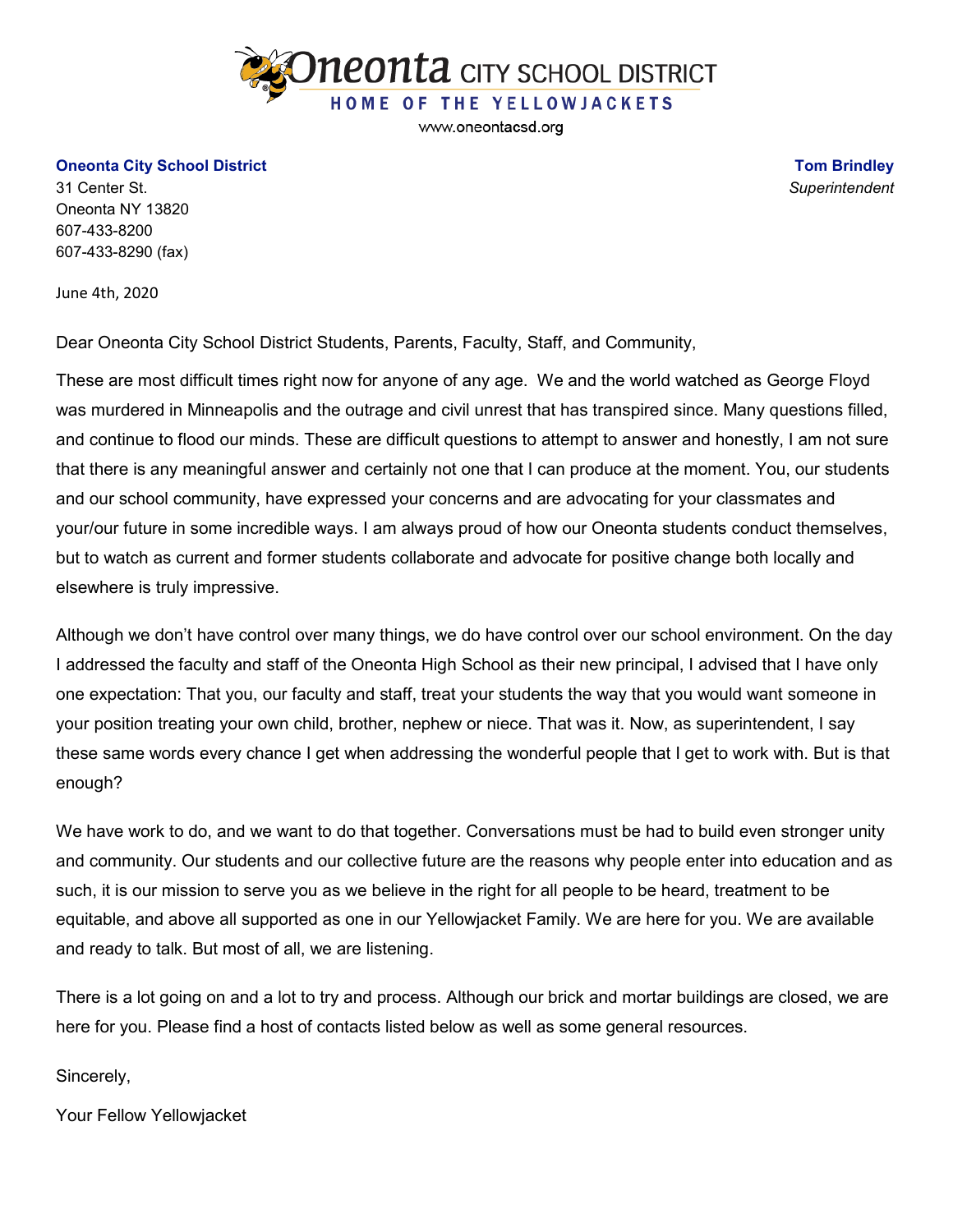**Oneonta CITY SCHOOL DISTRICT**

HOME OF THE YELLOWJACKETS

www.oneontacsd.org

**Oneonta City School District**
31 Center St.
Oneonta NY 13820
607-433-8200
607-433-8290 (fax)

**Tom Brindley**
*Superintendent*

June 4th, 2020

Dear Oneonta City School District Students, Parents, Faculty, Staff, and Community,

These are most difficult times right now for anyone of any age. We and the world watched as George Floyd was murdered in Minneapolis and the outrage and civil unrest that has transpired since. Many questions filled, and continue to flood our minds. These are difficult questions to attempt to answer and honestly, I am not sure that there is any meaningful answer and certainly not one that I can produce at the moment. You, our students and our school community, have expressed your concerns and are advocating for your classmates and your/our future in some incredible ways. I am always proud of how our Oneonta students conduct themselves, but to watch as current and former students collaborate and advocate for positive change both locally and elsewhere is truly impressive.

Although we don't have control over many things, we do have control over our school environment. On the day I addressed the faculty and staff of the Oneonta High School as their new principal, I advised that I have only one expectation: That you, our faculty and staff, treat your students the way that you would want someone in your position treating your own child, brother, nephew or niece. That was it. Now, as superintendent, I say these same words every chance I get when addressing the wonderful people that I get to work with. But is that enough?

We have work to do, and we want to do that together. Conversations must be had to build even stronger unity and community. Our students and our collective future are the reasons why people enter into education and as such, it is our mission to serve you as we believe in the right for all people to be heard, treatment to be equitable, and above all supported as one in our Yellowjacket Family. We are here for you. We are available and ready to talk. But most of all, we are listening.

There is a lot going on and a lot to try and process. Although our brick and mortar buildings are closed, we are here for you. Please find a host of contacts listed below as well as some general resources.

Sincerely,

Your Fellow Yellowjacket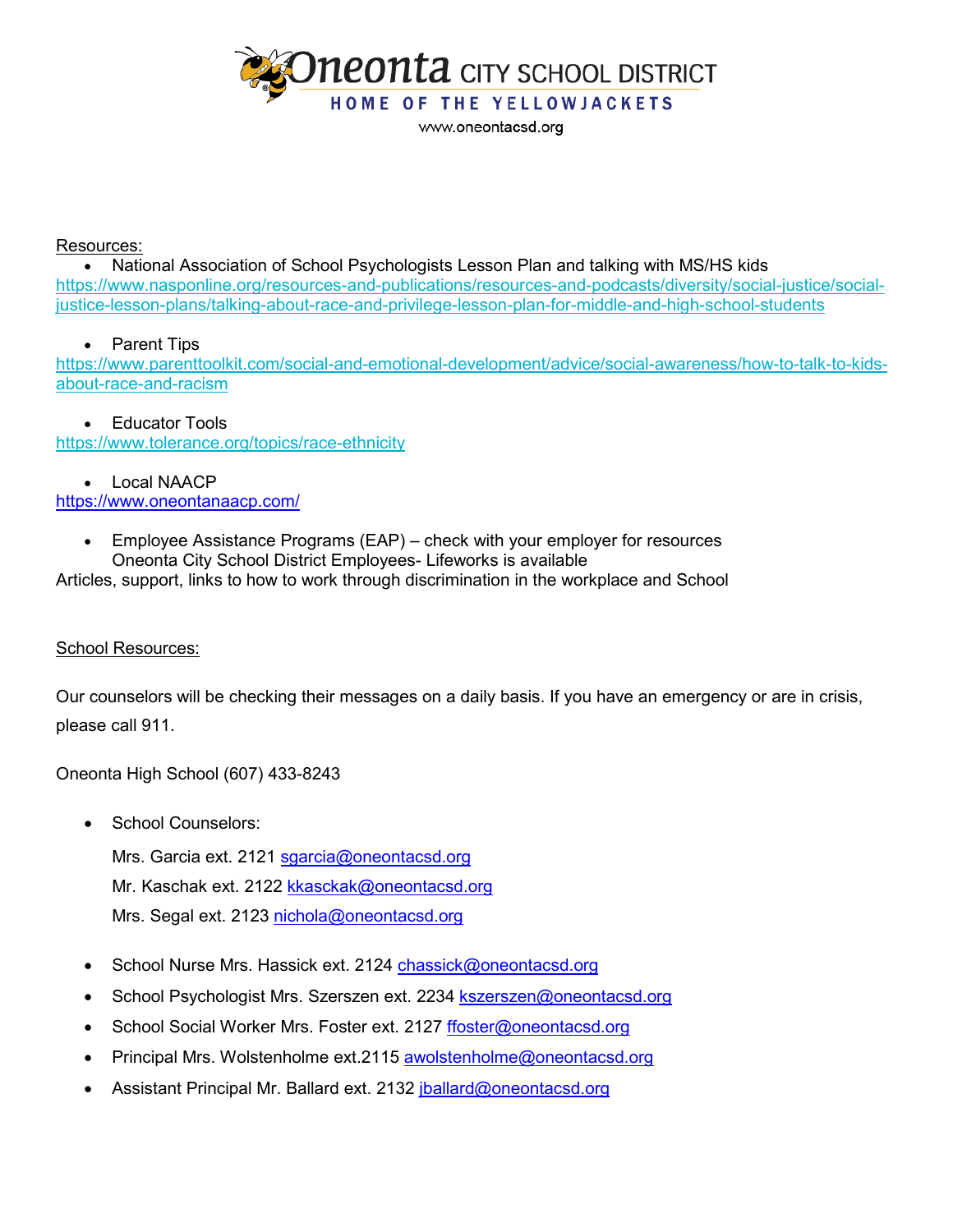# Oneonta CITY SCHOOL DISTRICT

HOME OF THE YELLOWJACKETS

www.oneontacsd.org

Resources:

- National Association of School Psychologists Lesson Plan and talking with MS/HS kids

https://www.nasponline.org/resources-and-publications/resources-and-podcasts/diversity/social-justice/social-justice-lesson-plans/talking-about-race-and-privilege-lesson-plan-for-middle-and-high-school-students

- Parent Tips

https://www.parenttoolkit.com/social-and-emotional-development/advice/social-awareness/how-to-talk-to-kids-about-race-and-racism

- Educator Tools

https://www.tolerance.org/topics/race-ethnicity

- Local NAACP

https://www.oneontanaacp.com/

- Employee Assistance Programs (EAP) – check with your employer for resources
  Oneonta City School District Employees- Lifeworks is available

Articles, support, links to how to work through discrimination in the workplace and School

School Resources:

Our counselors will be checking their messages on a daily basis. If you have an emergency or are in crisis, please call 911.

Oneonta High School (607) 433-8243

- School Counselors:

  Mrs. Garcia ext. 2121 sgarcia@oneontacsd.org

  Mr. Kaschak ext. 2122 kkasckak@oneontacsd.org

  Mrs. Segal ext. 2123 nichola@oneontacsd.org

- School Nurse Mrs. Hassick ext. 2124 chassick@oneontacsd.org
- School Psychologist Mrs. Szerszen ext. 2234 kszerszen@oneontacsd.org
- School Social Worker Mrs. Foster ext. 2127 ffoster@oneontacsd.org
- Principal Mrs. Wolstenholme ext.2115 awolstenholme@oneontacsd.org
- Assistant Principal Mr. Ballard ext. 2132 jballard@oneontacsd.org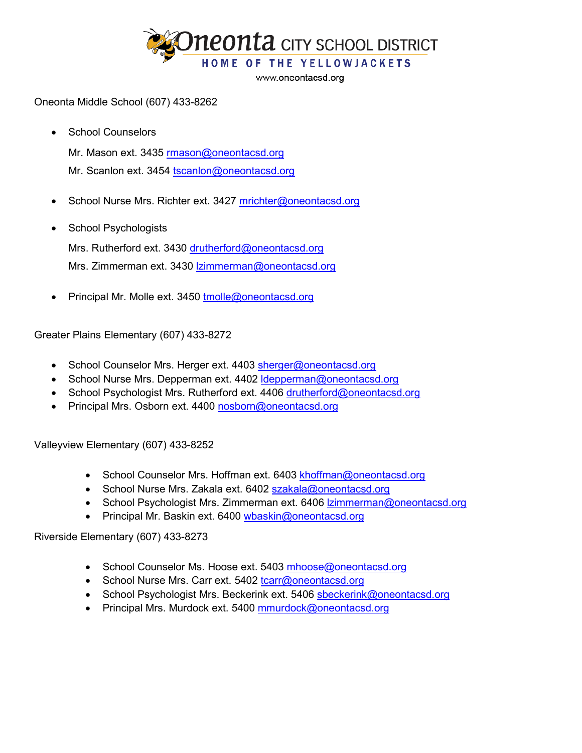# Oneonta CITY SCHOOL DISTRICT

HOME OF THE YELLOWJACKETS

www.oneontacsd.org

Oneonta Middle School (607) 433-8262

- School Counselors

  Mr. Mason ext. 3435 rmason@oneontacsd.org

  Mr. Scanlon ext. 3454 tscanlon@oneontacsd.org

- School Nurse Mrs. Richter ext. 3427 mrichter@oneontacsd.org

- School Psychologists

  Mrs. Rutherford ext. 3430 drutherford@oneontacsd.org

  Mrs. Zimmerman ext. 3430 lzimmerman@oneontacsd.org

- Principal Mr. Molle ext. 3450 tmolle@oneontacsd.org

Greater Plains Elementary (607) 433-8272

- School Counselor Mrs. Herger ext. 4403 sherger@oneontacsd.org
- School Nurse Mrs. Depperman ext. 4402 ldepperman@oneontacsd.org
- School Psychologist Mrs. Rutherford ext. 4406 drutherford@oneontacsd.org
- Principal Mrs. Osborn ext. 4400 nosborn@oneontacsd.org

Valleyview Elementary (607) 433-8252

- School Counselor Mrs. Hoffman ext. 6403 khoffman@oneontacsd.org
- School Nurse Mrs. Zakala ext. 6402 szakala@oneontacsd.org
- School Psychologist Mrs. Zimmerman ext. 6406 lzimmerman@oneontacsd.org
- Principal Mr. Baskin ext. 6400 wbaskin@oneontacsd.org

Riverside Elementary (607) 433-8273

- School Counselor Ms. Hoose ext. 5403 mhoose@oneontacsd.org
- School Nurse Mrs. Carr ext. 5402 tcarr@oneontacsd.org
- School Psychologist Mrs. Beckerink ext. 5406 sbeckerink@oneontacsd.org
- Principal Mrs. Murdock ext. 5400 mmurdock@oneontacsd.org